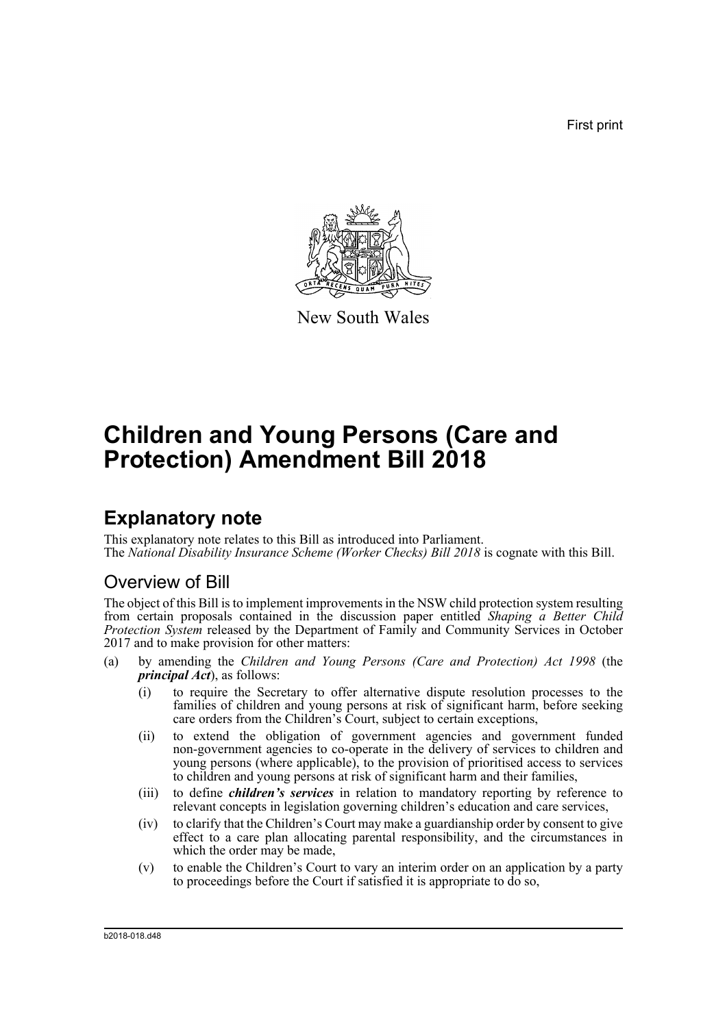First print

New South Wales

# Children and Young Persons (Care and Protection) Amendment Bill 2018

## Explanatory note

This explanatory note relates to this Bill as introduced into Parliament.
The *National Disability Insurance Scheme (Worker Checks) Bill 2018* is cognate with this Bill.

### Overview of Bill

The object of this Bill is to implement improvements in the NSW child protection system resulting from certain proposals contained in the discussion paper entitled *Shaping a Better Child Protection System* released by the Department of Family and Community Services in October 2017 and to make provision for other matters:

(a) by amending the *Children and Young Persons (Care and Protection) Act 1998* (the ***principal Act***), as follows:

   (i) to require the Secretary to offer alternative dispute resolution processes to the families of children and young persons at risk of significant harm, before seeking care orders from the Children's Court, subject to certain exceptions,

   (ii) to extend the obligation of government agencies and government funded non-government agencies to co-operate in the delivery of services to children and young persons (where applicable), to the provision of prioritised access to services to children and young persons at risk of significant harm and their families,

   (iii) to define ***children's services*** in relation to mandatory reporting by reference to relevant concepts in legislation governing children's education and care services,

   (iv) to clarify that the Children's Court may make a guardianship order by consent to give effect to a care plan allocating parental responsibility, and the circumstances in which the order may be made,

   (v) to enable the Children's Court to vary an interim order on an application by a party to proceedings before the Court if satisfied it is appropriate to do so,

b2018-018.d48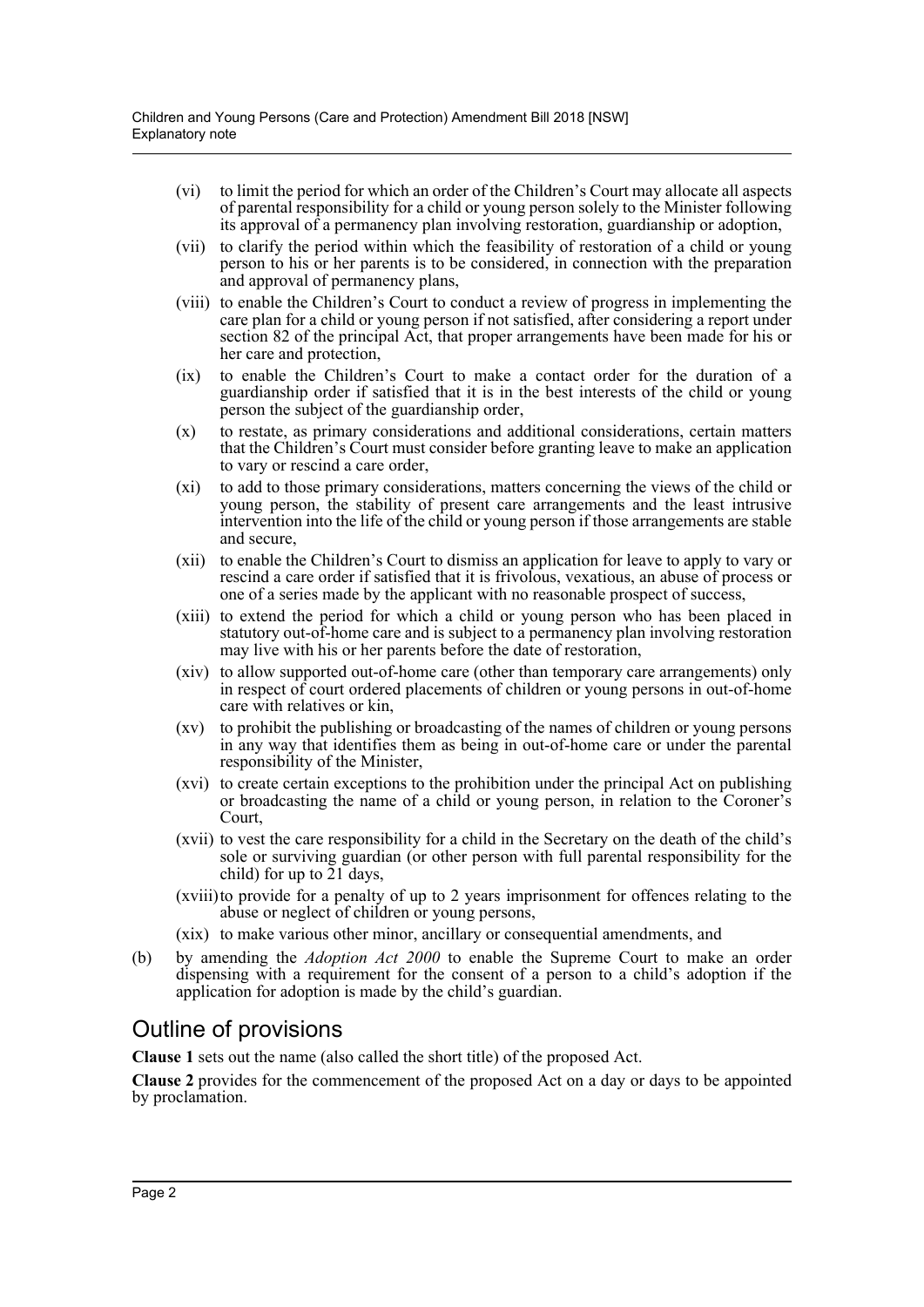- (vi) to limit the period for which an order of the Children's Court may allocate all aspects of parental responsibility for a child or young person solely to the Minister following its approval of a permanency plan involving restoration, guardianship or adoption,
- (vii) to clarify the period within which the feasibility of restoration of a child or young person to his or her parents is to be considered, in connection with the preparation and approval of permanency plans,
- (viii) to enable the Children's Court to conduct a review of progress in implementing the care plan for a child or young person if not satisfied, after considering a report under section 82 of the principal Act, that proper arrangements have been made for his or her care and protection,
- (ix) to enable the Children's Court to make a contact order for the duration of a guardianship order if satisfied that it is in the best interests of the child or young person the subject of the guardianship order,
- (x) to restate, as primary considerations and additional considerations, certain matters that the Children's Court must consider before granting leave to make an application to vary or rescind a care order,
- (xi) to add to those primary considerations, matters concerning the views of the child or young person, the stability of present care arrangements and the least intrusive intervention into the life of the child or young person if those arrangements are stable and secure,
- (xii) to enable the Children's Court to dismiss an application for leave to apply to vary or rescind a care order if satisfied that it is frivolous, vexatious, an abuse of process or one of a series made by the applicant with no reasonable prospect of success,
- (xiii) to extend the period for which a child or young person who has been placed in statutory out-of-home care and is subject to a permanency plan involving restoration may live with his or her parents before the date of restoration,
- (xiv) to allow supported out-of-home care (other than temporary care arrangements) only in respect of court ordered placements of children or young persons in out-of-home care with relatives or kin,
- (xv) to prohibit the publishing or broadcasting of the names of children or young persons in any way that identifies them as being in out-of-home care or under the parental responsibility of the Minister,
- (xvi) to create certain exceptions to the prohibition under the principal Act on publishing or broadcasting the name of a child or young person, in relation to the Coroner's Court,
- (xvii) to vest the care responsibility for a child in the Secretary on the death of the child's sole or surviving guardian (or other person with full parental responsibility for the child) for up to 21 days,
- (xviii) to provide for a penalty of up to 2 years imprisonment for offences relating to the abuse or neglect of children or young persons,
- (xix) to make various other minor, ancillary or consequential amendments, and

(b) by amending the *Adoption Act 2000* to enable the Supreme Court to make an order dispensing with a requirement for the consent of a person to a child's adoption if the application for adoption is made by the child's guardian.

## Outline of provisions

**Clause 1** sets out the name (also called the short title) of the proposed Act.

**Clause 2** provides for the commencement of the proposed Act on a day or days to be appointed by proclamation.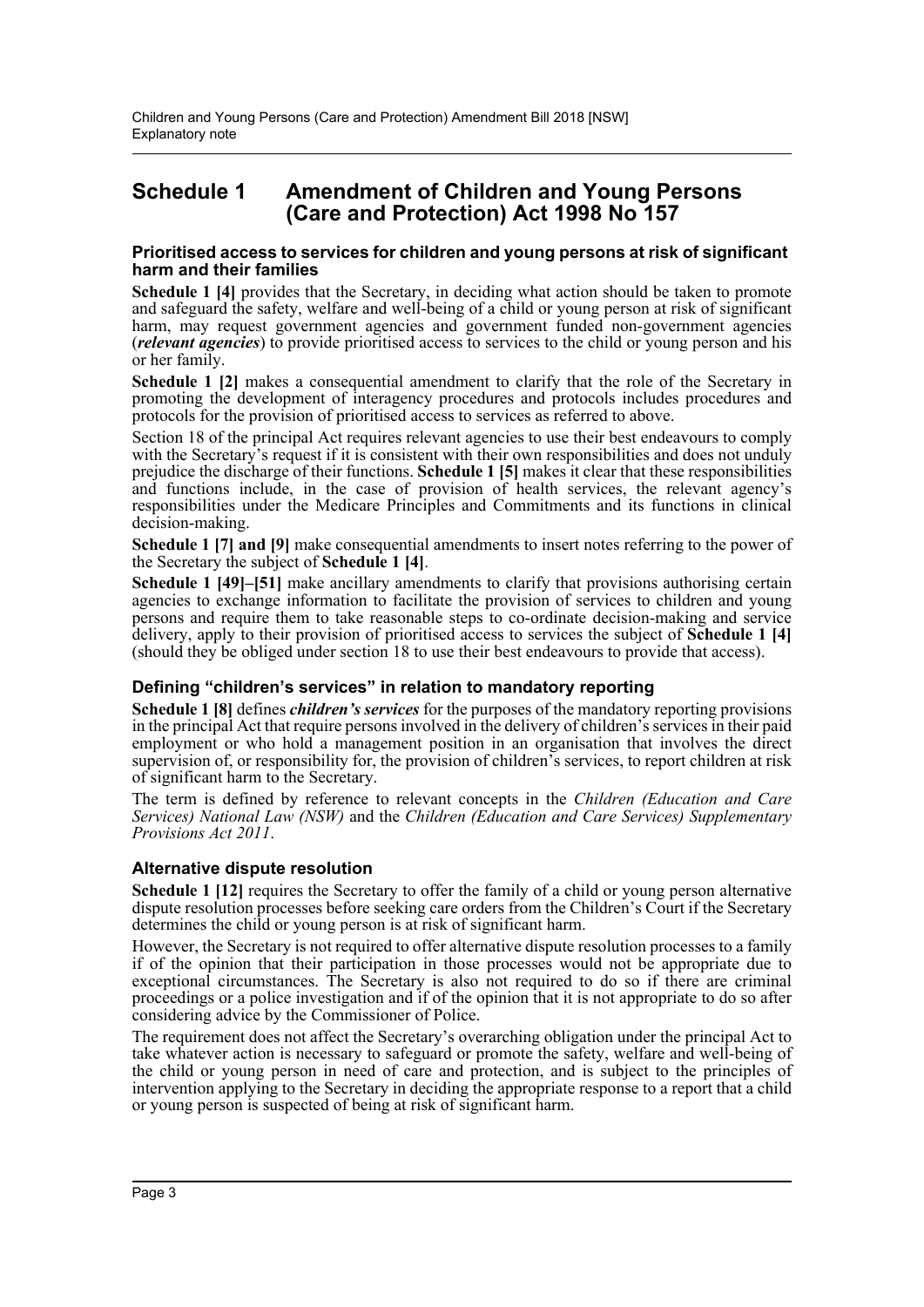## Schedule 1 Amendment of Children and Young Persons (Care and Protection) Act 1998 No 157

### Prioritised access to services for children and young persons at risk of significant harm and their families

**Schedule 1 [4]** provides that the Secretary, in deciding what action should be taken to promote and safeguard the safety, welfare and well-being of a child or young person at risk of significant harm, may request government agencies and government funded non-government agencies (***relevant agencies***) to provide prioritised access to services to the child or young person and his or her family.

**Schedule 1 [2]** makes a consequential amendment to clarify that the role of the Secretary in promoting the development of interagency procedures and protocols includes procedures and protocols for the provision of prioritised access to services as referred to above.

Section 18 of the principal Act requires relevant agencies to use their best endeavours to comply with the Secretary's request if it is consistent with their own responsibilities and does not unduly prejudice the discharge of their functions. **Schedule 1 [5]** makes it clear that these responsibilities and functions include, in the case of provision of health services, the relevant agency's responsibilities under the Medicare Principles and Commitments and its functions in clinical decision-making.

**Schedule 1 [7] and [9]** make consequential amendments to insert notes referring to the power of the Secretary the subject of **Schedule 1 [4]**.

**Schedule 1 [49]–[51]** make ancillary amendments to clarify that provisions authorising certain agencies to exchange information to facilitate the provision of services to children and young persons and require them to take reasonable steps to co-ordinate decision-making and service delivery, apply to their provision of prioritised access to services the subject of **Schedule 1 [4]** (should they be obliged under section 18 to use their best endeavours to provide that access).

### Defining "children's services" in relation to mandatory reporting

**Schedule 1 [8]** defines ***children's services*** for the purposes of the mandatory reporting provisions in the principal Act that require persons involved in the delivery of children's services in their paid employment or who hold a management position in an organisation that involves the direct supervision of, or responsibility for, the provision of children's services, to report children at risk of significant harm to the Secretary.

The term is defined by reference to relevant concepts in the *Children (Education and Care Services) National Law (NSW)* and the *Children (Education and Care Services) Supplementary Provisions Act 2011*.

### Alternative dispute resolution

**Schedule 1 [12]** requires the Secretary to offer the family of a child or young person alternative dispute resolution processes before seeking care orders from the Children's Court if the Secretary determines the child or young person is at risk of significant harm.

However, the Secretary is not required to offer alternative dispute resolution processes to a family if of the opinion that their participation in those processes would not be appropriate due to exceptional circumstances. The Secretary is also not required to do so if there are criminal proceedings or a police investigation and if of the opinion that it is not appropriate to do so after considering advice by the Commissioner of Police.

The requirement does not affect the Secretary's overarching obligation under the principal Act to take whatever action is necessary to safeguard or promote the safety, welfare and well-being of the child or young person in need of care and protection, and is subject to the principles of intervention applying to the Secretary in deciding the appropriate response to a report that a child or young person is suspected of being at risk of significant harm.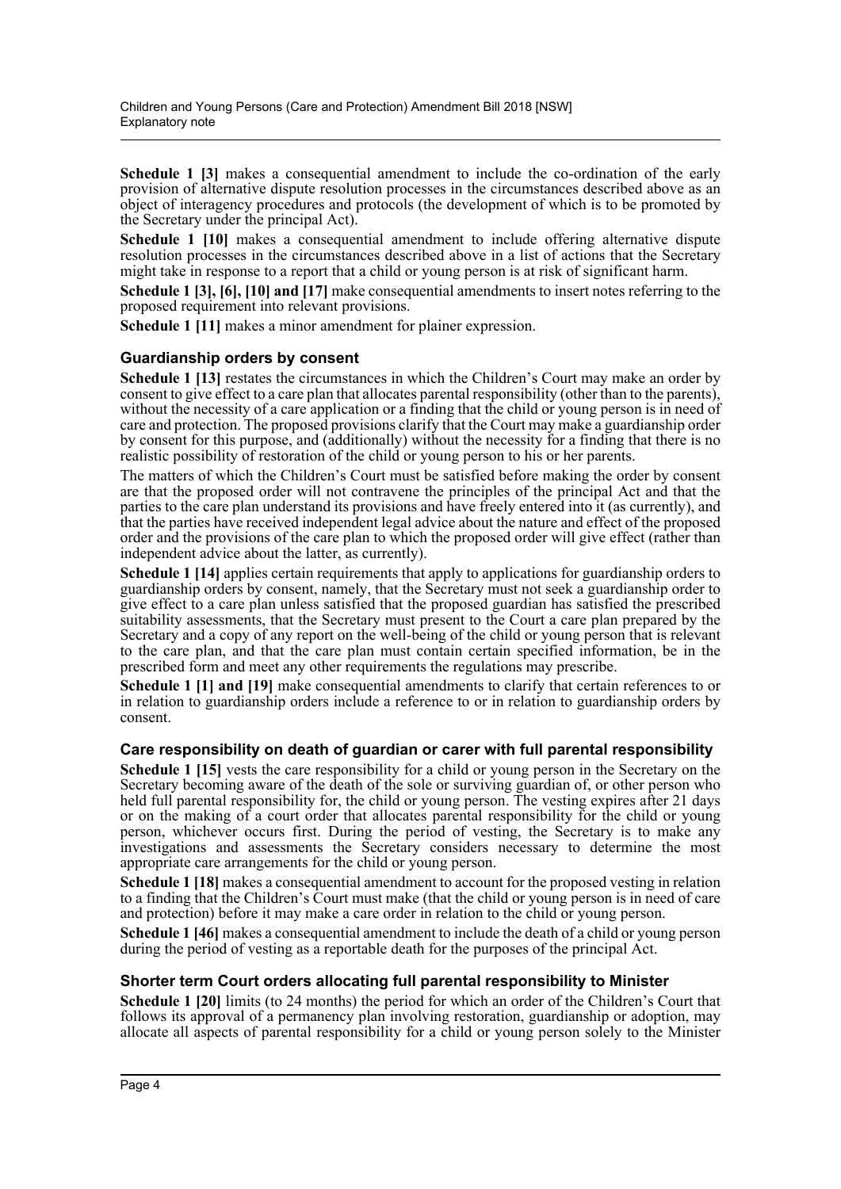**Schedule 1 [3]** makes a consequential amendment to include the co-ordination of the early provision of alternative dispute resolution processes in the circumstances described above as an object of interagency procedures and protocols (the development of which is to be promoted by the Secretary under the principal Act).

**Schedule 1 [10]** makes a consequential amendment to include offering alternative dispute resolution processes in the circumstances described above in a list of actions that the Secretary might take in response to a report that a child or young person is at risk of significant harm.

**Schedule 1 [3], [6], [10] and [17]** make consequential amendments to insert notes referring to the proposed requirement into relevant provisions.

**Schedule 1 [11]** makes a minor amendment for plainer expression.

### Guardianship orders by consent

**Schedule 1 [13]** restates the circumstances in which the Children's Court may make an order by consent to give effect to a care plan that allocates parental responsibility (other than to the parents), without the necessity of a care application or a finding that the child or young person is in need of care and protection. The proposed provisions clarify that the Court may make a guardianship order by consent for this purpose, and (additionally) without the necessity for a finding that there is no realistic possibility of restoration of the child or young person to his or her parents.

The matters of which the Children's Court must be satisfied before making the order by consent are that the proposed order will not contravene the principles of the principal Act and that the parties to the care plan understand its provisions and have freely entered into it (as currently), and that the parties have received independent legal advice about the nature and effect of the proposed order and the provisions of the care plan to which the proposed order will give effect (rather than independent advice about the latter, as currently).

**Schedule 1 [14]** applies certain requirements that apply to applications for guardianship orders to guardianship orders by consent, namely, that the Secretary must not seek a guardianship order to give effect to a care plan unless satisfied that the proposed guardian has satisfied the prescribed suitability assessments, that the Secretary must present to the Court a care plan prepared by the Secretary and a copy of any report on the well-being of the child or young person that is relevant to the care plan, and that the care plan must contain certain specified information, be in the prescribed form and meet any other requirements the regulations may prescribe.

**Schedule 1 [1] and [19]** make consequential amendments to clarify that certain references to or in relation to guardianship orders include a reference to or in relation to guardianship orders by consent.

### Care responsibility on death of guardian or carer with full parental responsibility

**Schedule 1 [15]** vests the care responsibility for a child or young person in the Secretary on the Secretary becoming aware of the death of the sole or surviving guardian of, or other person who held full parental responsibility for, the child or young person. The vesting expires after 21 days or on the making of a court order that allocates parental responsibility for the child or young person, whichever occurs first. During the period of vesting, the Secretary is to make any investigations and assessments the Secretary considers necessary to determine the most appropriate care arrangements for the child or young person.

**Schedule 1 [18]** makes a consequential amendment to account for the proposed vesting in relation to a finding that the Children's Court must make (that the child or young person is in need of care and protection) before it may make a care order in relation to the child or young person.

**Schedule 1 [46]** makes a consequential amendment to include the death of a child or young person during the period of vesting as a reportable death for the purposes of the principal Act.

### Shorter term Court orders allocating full parental responsibility to Minister

**Schedule 1 [20]** limits (to 24 months) the period for which an order of the Children's Court that follows its approval of a permanency plan involving restoration, guardianship or adoption, may allocate all aspects of parental responsibility for a child or young person solely to the Minister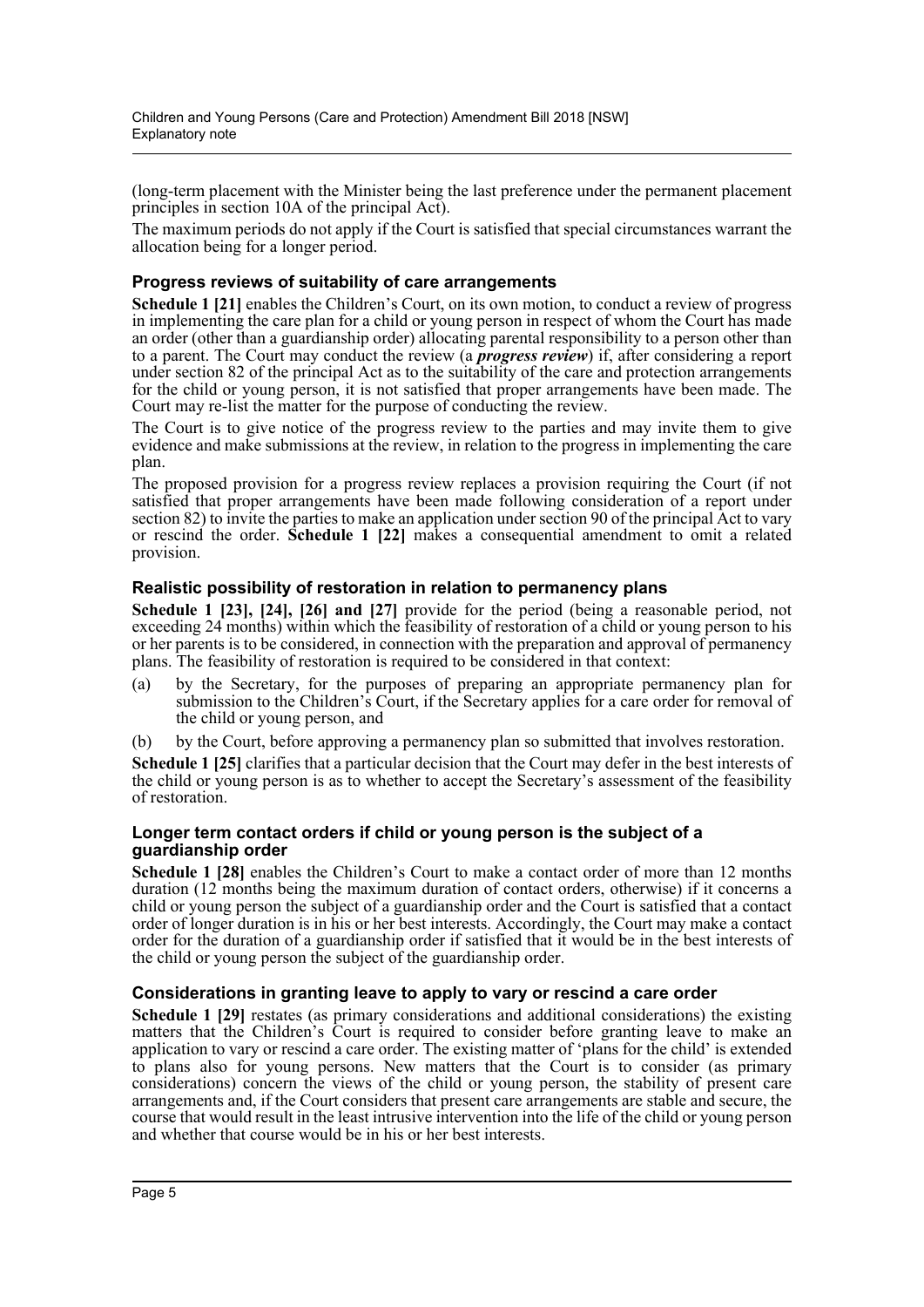(long-term placement with the Minister being the last preference under the permanent placement principles in section 10A of the principal Act).

The maximum periods do not apply if the Court is satisfied that special circumstances warrant the allocation being for a longer period.

### Progress reviews of suitability of care arrangements

**Schedule 1 [21]** enables the Children's Court, on its own motion, to conduct a review of progress in implementing the care plan for a child or young person in respect of whom the Court has made an order (other than a guardianship order) allocating parental responsibility to a person other than to a parent. The Court may conduct the review (a ***progress review***) if, after considering a report under section 82 of the principal Act as to the suitability of the care and protection arrangements for the child or young person, it is not satisfied that proper arrangements have been made. The Court may re-list the matter for the purpose of conducting the review.

The Court is to give notice of the progress review to the parties and may invite them to give evidence and make submissions at the review, in relation to the progress in implementing the care plan.

The proposed provision for a progress review replaces a provision requiring the Court (if not satisfied that proper arrangements have been made following consideration of a report under section 82) to invite the parties to make an application under section 90 of the principal Act to vary or rescind the order. **Schedule 1 [22]** makes a consequential amendment to omit a related provision.

### Realistic possibility of restoration in relation to permanency plans

**Schedule 1 [23], [24], [26] and [27]** provide for the period (being a reasonable period, not exceeding 24 months) within which the feasibility of restoration of a child or young person to his or her parents is to be considered, in connection with the preparation and approval of permanency plans. The feasibility of restoration is required to be considered in that context:

(a) by the Secretary, for the purposes of preparing an appropriate permanency plan for submission to the Children's Court, if the Secretary applies for a care order for removal of the child or young person, and

(b) by the Court, before approving a permanency plan so submitted that involves restoration.

**Schedule 1 [25]** clarifies that a particular decision that the Court may defer in the best interests of the child or young person is as to whether to accept the Secretary's assessment of the feasibility of restoration.

### Longer term contact orders if child or young person is the subject of a guardianship order

**Schedule 1 [28]** enables the Children's Court to make a contact order of more than 12 months duration (12 months being the maximum duration of contact orders, otherwise) if it concerns a child or young person the subject of a guardianship order and the Court is satisfied that a contact order of longer duration is in his or her best interests. Accordingly, the Court may make a contact order for the duration of a guardianship order if satisfied that it would be in the best interests of the child or young person the subject of the guardianship order.

### Considerations in granting leave to apply to vary or rescind a care order

**Schedule 1 [29]** restates (as primary considerations and additional considerations) the existing matters that the Children's Court is required to consider before granting leave to make an application to vary or rescind a care order. The existing matter of 'plans for the child' is extended to plans also for young persons. New matters that the Court is to consider (as primary considerations) concern the views of the child or young person, the stability of present care arrangements and, if the Court considers that present care arrangements are stable and secure, the course that would result in the least intrusive intervention into the life of the child or young person and whether that course would be in his or her best interests.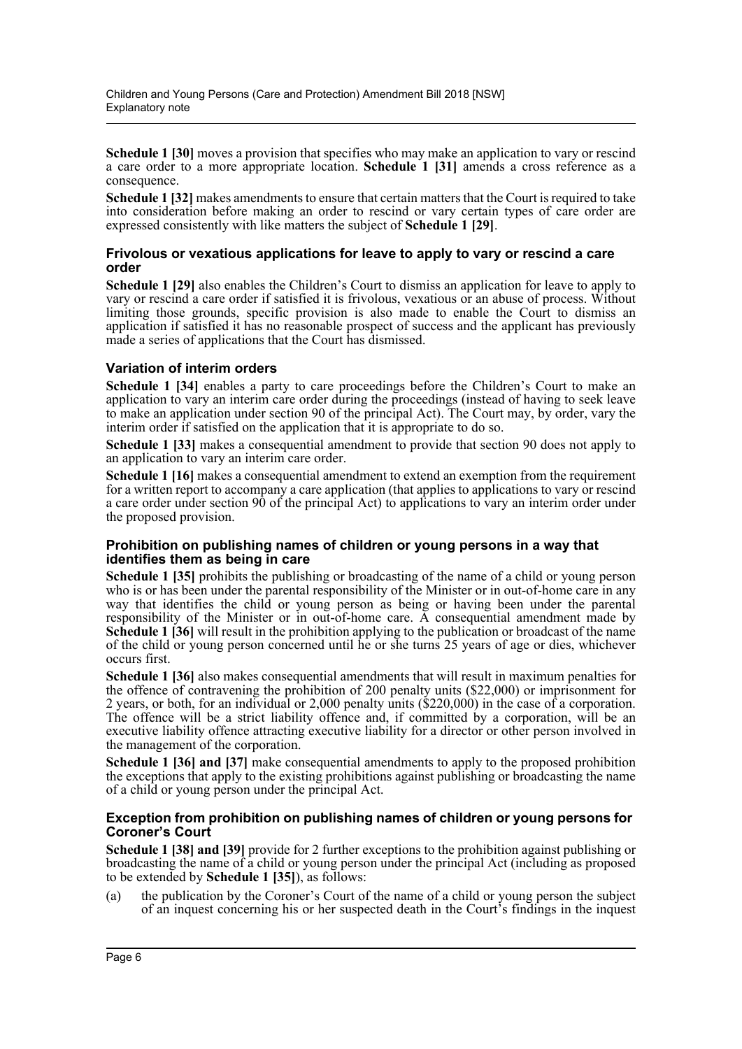**Schedule 1 [30]** moves a provision that specifies who may make an application to vary or rescind a care order to a more appropriate location. **Schedule 1 [31]** amends a cross reference as a consequence.

**Schedule 1 [32]** makes amendments to ensure that certain matters that the Court is required to take into consideration before making an order to rescind or vary certain types of care order are expressed consistently with like matters the subject of **Schedule 1 [29]**.

### Frivolous or vexatious applications for leave to apply to vary or rescind a care order

**Schedule 1 [29]** also enables the Children's Court to dismiss an application for leave to apply to vary or rescind a care order if satisfied it is frivolous, vexatious or an abuse of process. Without limiting those grounds, specific provision is also made to enable the Court to dismiss an application if satisfied it has no reasonable prospect of success and the applicant has previously made a series of applications that the Court has dismissed.

### Variation of interim orders

**Schedule 1 [34]** enables a party to care proceedings before the Children's Court to make an application to vary an interim care order during the proceedings (instead of having to seek leave to make an application under section 90 of the principal Act). The Court may, by order, vary the interim order if satisfied on the application that it is appropriate to do so.

**Schedule 1 [33]** makes a consequential amendment to provide that section 90 does not apply to an application to vary an interim care order.

**Schedule 1 [16]** makes a consequential amendment to extend an exemption from the requirement for a written report to accompany a care application (that applies to applications to vary or rescind a care order under section 90 of the principal Act) to applications to vary an interim order under the proposed provision.

### Prohibition on publishing names of children or young persons in a way that identifies them as being in care

**Schedule 1 [35]** prohibits the publishing or broadcasting of the name of a child or young person who is or has been under the parental responsibility of the Minister or in out-of-home care in any way that identifies the child or young person as being or having been under the parental responsibility of the Minister or in out-of-home care. A consequential amendment made by **Schedule 1 [36]** will result in the prohibition applying to the publication or broadcast of the name of the child or young person concerned until he or she turns 25 years of age or dies, whichever occurs first.

**Schedule 1 [36]** also makes consequential amendments that will result in maximum penalties for the offence of contravening the prohibition of 200 penalty units ($22,000) or imprisonment for 2 years, or both, for an individual or 2,000 penalty units ($220,000) in the case of a corporation. The offence will be a strict liability offence and, if committed by a corporation, will be an executive liability offence attracting executive liability for a director or other person involved in the management of the corporation.

**Schedule 1 [36] and [37]** make consequential amendments to apply to the proposed prohibition the exceptions that apply to the existing prohibitions against publishing or broadcasting the name of a child or young person under the principal Act.

### Exception from prohibition on publishing names of children or young persons for Coroner's Court

**Schedule 1 [38] and [39]** provide for 2 further exceptions to the prohibition against publishing or broadcasting the name of a child or young person under the principal Act (including as proposed to be extended by **Schedule 1 [35]**), as follows:

(a) the publication by the Coroner's Court of the name of a child or young person the subject of an inquest concerning his or her suspected death in the Court's findings in the inquest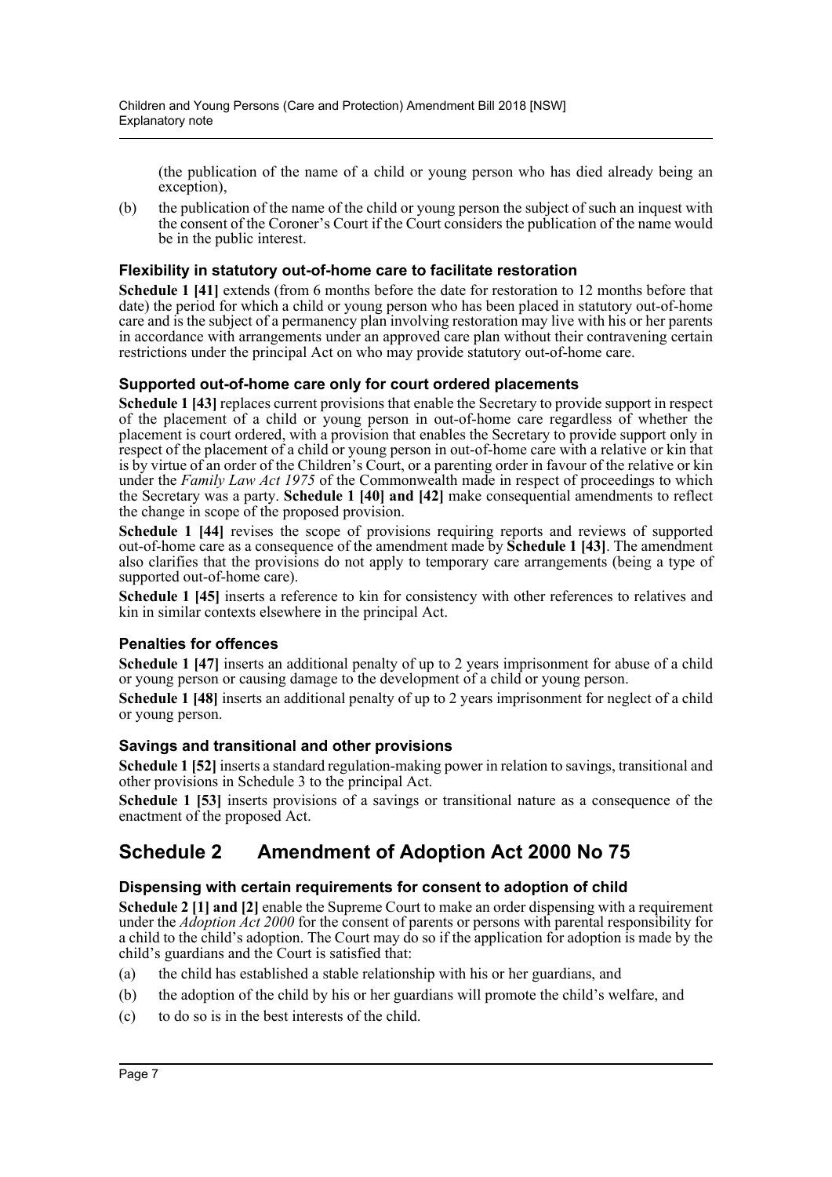(the publication of the name of a child or young person who has died already being an exception),

(b) the publication of the name of the child or young person the subject of such an inquest with the consent of the Coroner's Court if the Court considers the publication of the name would be in the public interest.

### Flexibility in statutory out-of-home care to facilitate restoration

**Schedule 1 [41]** extends (from 6 months before the date for restoration to 12 months before that date) the period for which a child or young person who has been placed in statutory out-of-home care and is the subject of a permanency plan involving restoration may live with his or her parents in accordance with arrangements under an approved care plan without their contravening certain restrictions under the principal Act on who may provide statutory out-of-home care.

### Supported out-of-home care only for court ordered placements

**Schedule 1 [43]** replaces current provisions that enable the Secretary to provide support in respect of the placement of a child or young person in out-of-home care regardless of whether the placement is court ordered, with a provision that enables the Secretary to provide support only in respect of the placement of a child or young person in out-of-home care with a relative or kin that is by virtue of an order of the Children's Court, or a parenting order in favour of the relative or kin under the *Family Law Act 1975* of the Commonwealth made in respect of proceedings to which the Secretary was a party. **Schedule 1 [40] and [42]** make consequential amendments to reflect the change in scope of the proposed provision.

**Schedule 1 [44]** revises the scope of provisions requiring reports and reviews of supported out-of-home care as a consequence of the amendment made by **Schedule 1 [43]**. The amendment also clarifies that the provisions do not apply to temporary care arrangements (being a type of supported out-of-home care).

**Schedule 1 [45]** inserts a reference to kin for consistency with other references to relatives and kin in similar contexts elsewhere in the principal Act.

### Penalties for offences

**Schedule 1 [47]** inserts an additional penalty of up to 2 years imprisonment for abuse of a child or young person or causing damage to the development of a child or young person.

**Schedule 1 [48]** inserts an additional penalty of up to 2 years imprisonment for neglect of a child or young person.

### Savings and transitional and other provisions

**Schedule 1 [52]** inserts a standard regulation-making power in relation to savings, transitional and other provisions in Schedule 3 to the principal Act.

**Schedule 1 [53]** inserts provisions of a savings or transitional nature as a consequence of the enactment of the proposed Act.

## Schedule 2 Amendment of Adoption Act 2000 No 75

### Dispensing with certain requirements for consent to adoption of child

**Schedule 2 [1] and [2]** enable the Supreme Court to make an order dispensing with a requirement under the *Adoption Act 2000* for the consent of parents or persons with parental responsibility for a child to the child's adoption. The Court may do so if the application for adoption is made by the child's guardians and the Court is satisfied that:

(a) the child has established a stable relationship with his or her guardians, and

(b) the adoption of the child by his or her guardians will promote the child's welfare, and

(c) to do so is in the best interests of the child.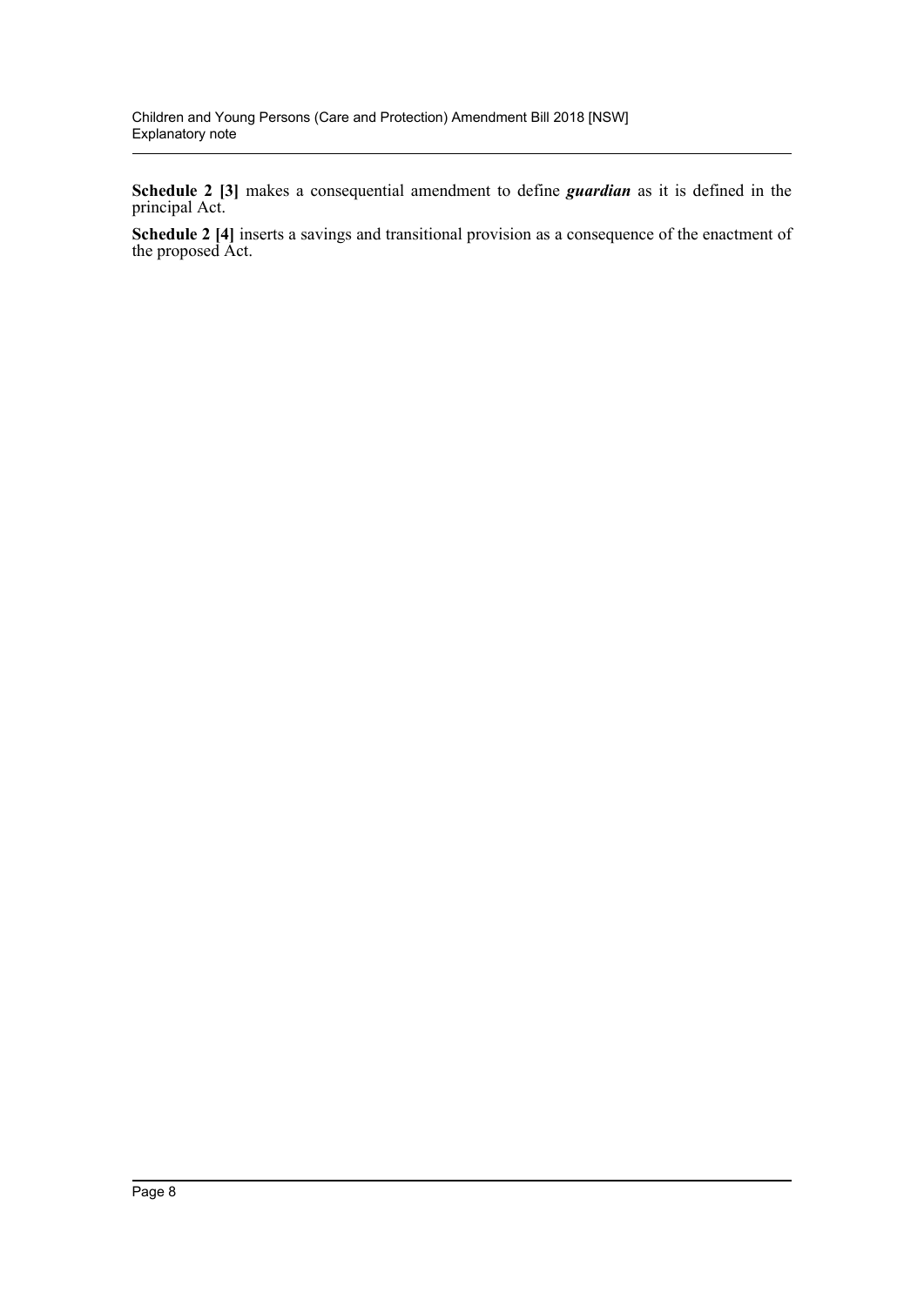**Schedule 2 [3]** makes a consequential amendment to define ***guardian*** as it is defined in the principal Act.

**Schedule 2 [4]** inserts a savings and transitional provision as a consequence of the enactment of the proposed Act.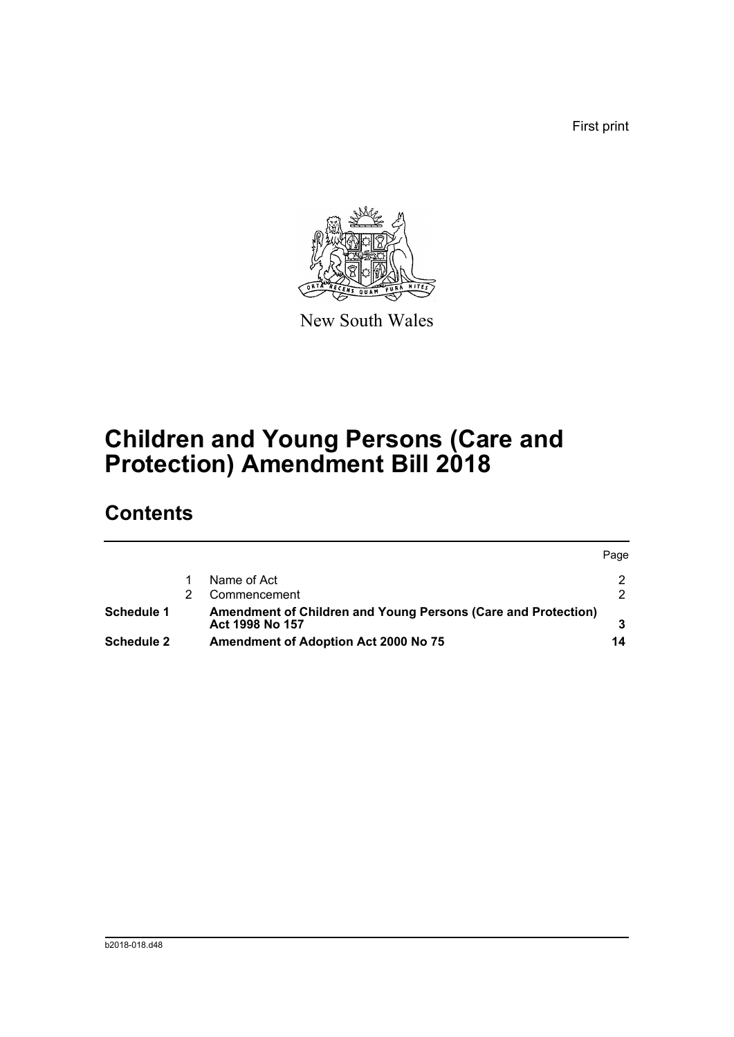First print

New South Wales

# Children and Young Persons (Care and Protection) Amendment Bill 2018

## Contents

| | | | Page |
|---|---|---|---|
| | 1 | Name of Act | 2 |
| | 2 | Commencement | 2 |
| **Schedule 1** | | **Amendment of Children and Young Persons (Care and Protection) Act 1998 No 157** | **3** |
| **Schedule 2** | | **Amendment of Adoption Act 2000 No 75** | **14** |

b2018-018.d48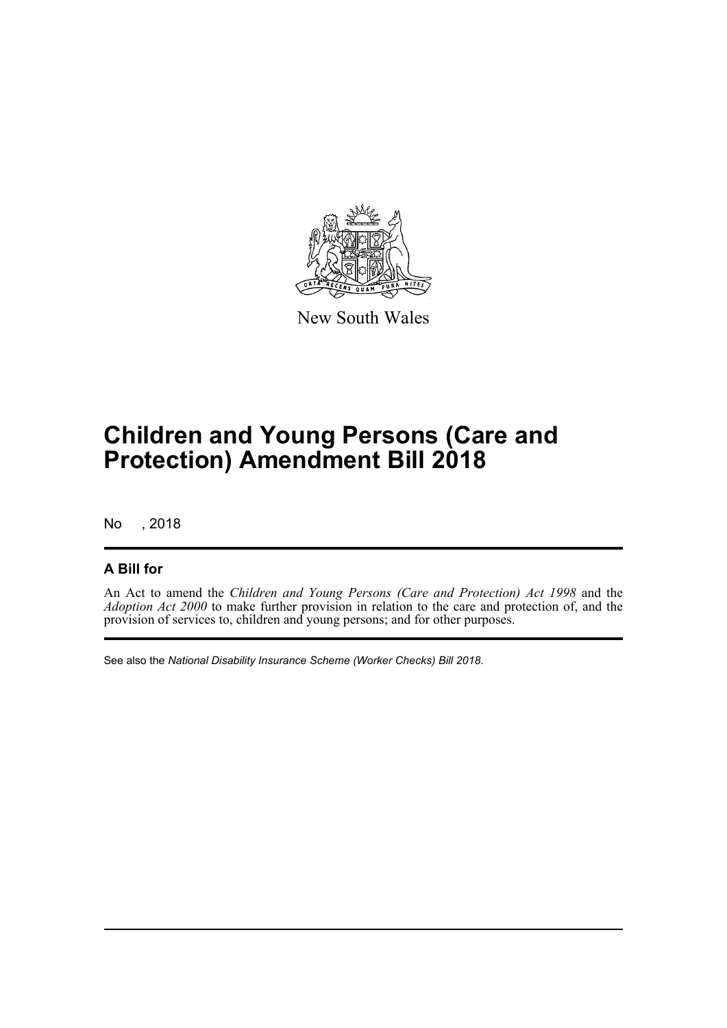New South Wales

# Children and Young Persons (Care and Protection) Amendment Bill 2018

No , 2018

## A Bill for

An Act to amend the *Children and Young Persons (Care and Protection) Act 1998* and the *Adoption Act 2000* to make further provision in relation to the care and protection of, and the provision of services to, children and young persons; and for other purposes.

See also the *National Disability Insurance Scheme (Worker Checks) Bill 2018*.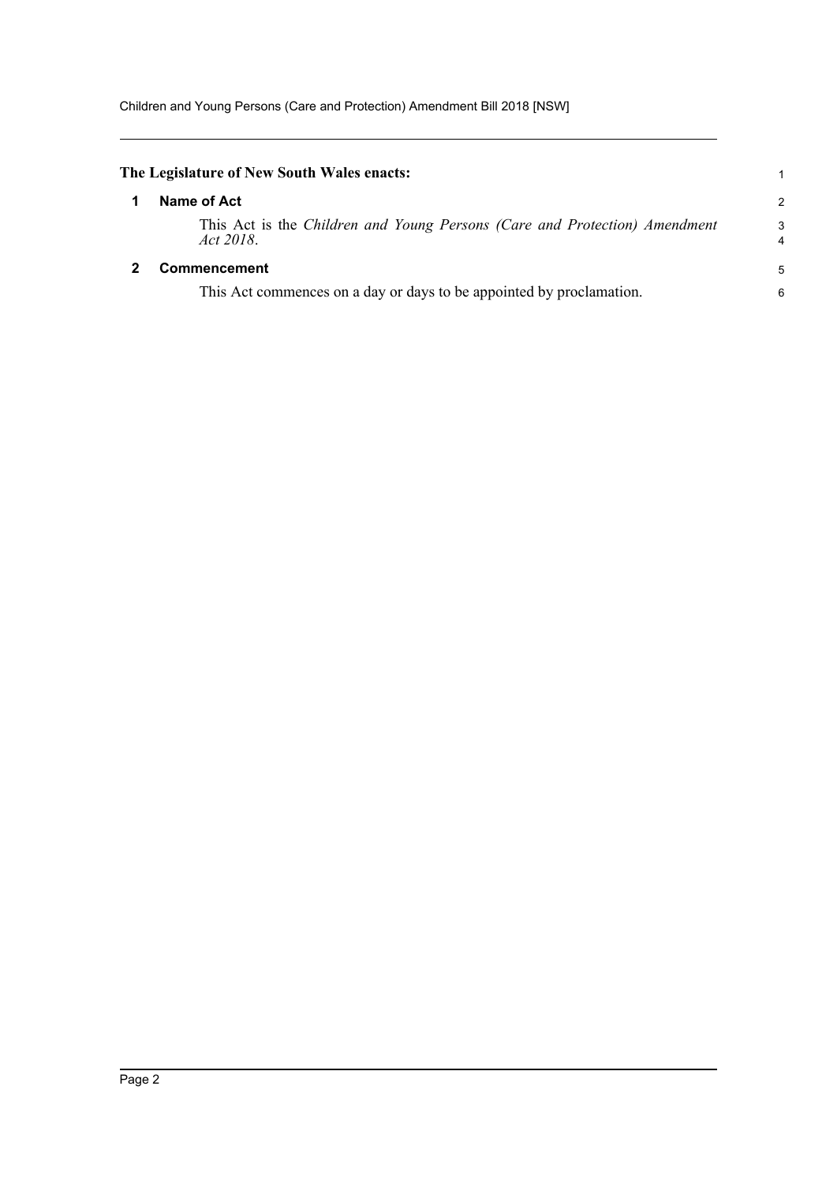**The Legislature of New South Wales enacts:**

## 1 Name of Act

This Act is the *Children and Young Persons (Care and Protection) Amendment Act 2018*.

## 2 Commencement

This Act commences on a day or days to be appointed by proclamation.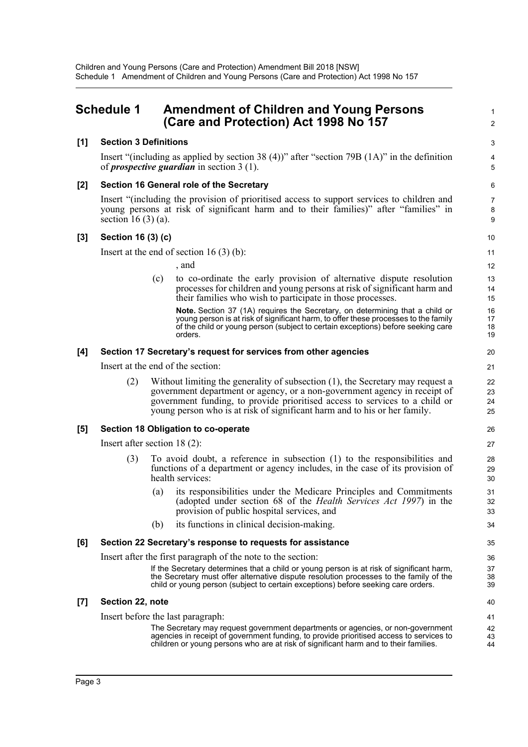## Schedule 1 Amendment of Children and Young Persons (Care and Protection) Act 1998 No 157

### [1] Section 3 Definitions

Insert "(including as applied by section 38 (4))" after "section 79B (1A)" in the definition of ***prospective guardian*** in section 3 (1).

### [2] Section 16 General role of the Secretary

Insert "(including the provision of prioritised access to support services to children and young persons at risk of significant harm and to their families)" after "families" in section 16 (3) (a).

### [3] Section 16 (3) (c)

Insert at the end of section 16 (3) (b):

, and

(c) to co-ordinate the early provision of alternative dispute resolution processes for children and young persons at risk of significant harm and their families who wish to participate in those processes.

**Note.** Section 37 (1A) requires the Secretary, on determining that a child or young person is at risk of significant harm, to offer these processes to the family of the child or young person (subject to certain exceptions) before seeking care orders.

### [4] Section 17 Secretary's request for services from other agencies

Insert at the end of the section:

(2) Without limiting the generality of subsection (1), the Secretary may request a government department or agency, or a non-government agency in receipt of government funding, to provide prioritised access to services to a child or young person who is at risk of significant harm and to his or her family.

### [5] Section 18 Obligation to co-operate

Insert after section 18 (2):

(3) To avoid doubt, a reference in subsection (1) to the responsibilities and functions of a department or agency includes, in the case of its provision of health services:

(a) its responsibilities under the Medicare Principles and Commitments (adopted under section 68 of the *Health Services Act 1997*) in the provision of public hospital services, and

(b) its functions in clinical decision-making.

### [6] Section 22 Secretary's response to requests for assistance

Insert after the first paragraph of the note to the section:

If the Secretary determines that a child or young person is at risk of significant harm, the Secretary must offer alternative dispute resolution processes to the family of the child or young person (subject to certain exceptions) before seeking care orders.

### [7] Section 22, note

Insert before the last paragraph:

The Secretary may request government departments or agencies, or non-government agencies in receipt of government funding, to provide prioritised access to services to children or young persons who are at risk of significant harm and to their families.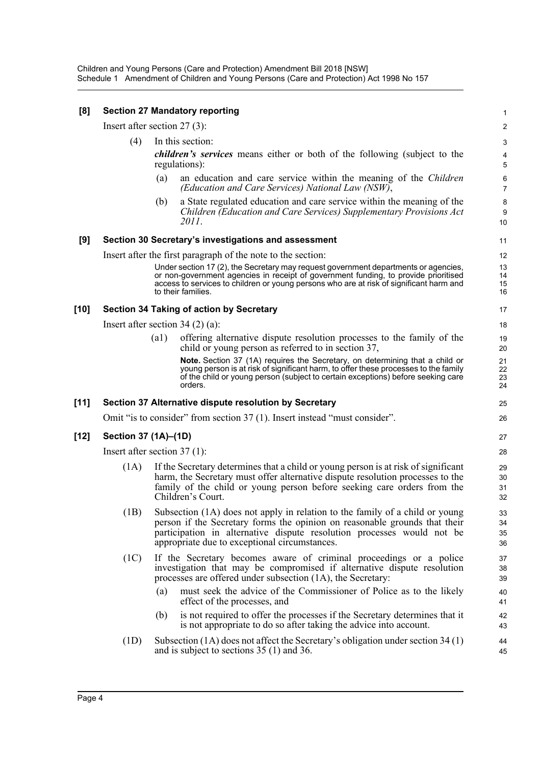**[8] Section 27 Mandatory reporting**

Insert after section 27 (3):

(4) In this section:

***children's services*** means either or both of the following (subject to the regulations):

(a) an education and care service within the meaning of the *Children (Education and Care Services) National Law (NSW)*,

(b) a State regulated education and care service within the meaning of the *Children (Education and Care Services) Supplementary Provisions Act 2011*.

**[9] Section 30 Secretary's investigations and assessment**

Insert after the first paragraph of the note to the section:

Under section 17 (2), the Secretary may request government departments or agencies, or non-government agencies in receipt of government funding, to provide prioritised access to services to children or young persons who are at risk of significant harm and to their families.

**[10] Section 34 Taking of action by Secretary**

Insert after section 34 (2) (a):

(a1) offering alternative dispute resolution processes to the family of the child or young person as referred to in section 37,

**Note.** Section 37 (1A) requires the Secretary, on determining that a child or young person is at risk of significant harm, to offer these processes to the family of the child or young person (subject to certain exceptions) before seeking care orders.

**[11] Section 37 Alternative dispute resolution by Secretary**

Omit "is to consider" from section 37 (1). Insert instead "must consider".

**[12] Section 37 (1A)–(1D)**

Insert after section 37 (1):

(1A) If the Secretary determines that a child or young person is at risk of significant harm, the Secretary must offer alternative dispute resolution processes to the family of the child or young person before seeking care orders from the Children's Court.

(1B) Subsection (1A) does not apply in relation to the family of a child or young person if the Secretary forms the opinion on reasonable grounds that their participation in alternative dispute resolution processes would not be appropriate due to exceptional circumstances.

(1C) If the Secretary becomes aware of criminal proceedings or a police investigation that may be compromised if alternative dispute resolution processes are offered under subsection (1A), the Secretary:

(a) must seek the advice of the Commissioner of Police as to the likely effect of the processes, and

(b) is not required to offer the processes if the Secretary determines that it is not appropriate to do so after taking the advice into account.

(1D) Subsection (1A) does not affect the Secretary's obligation under section 34 (1) and is subject to sections 35 (1) and 36.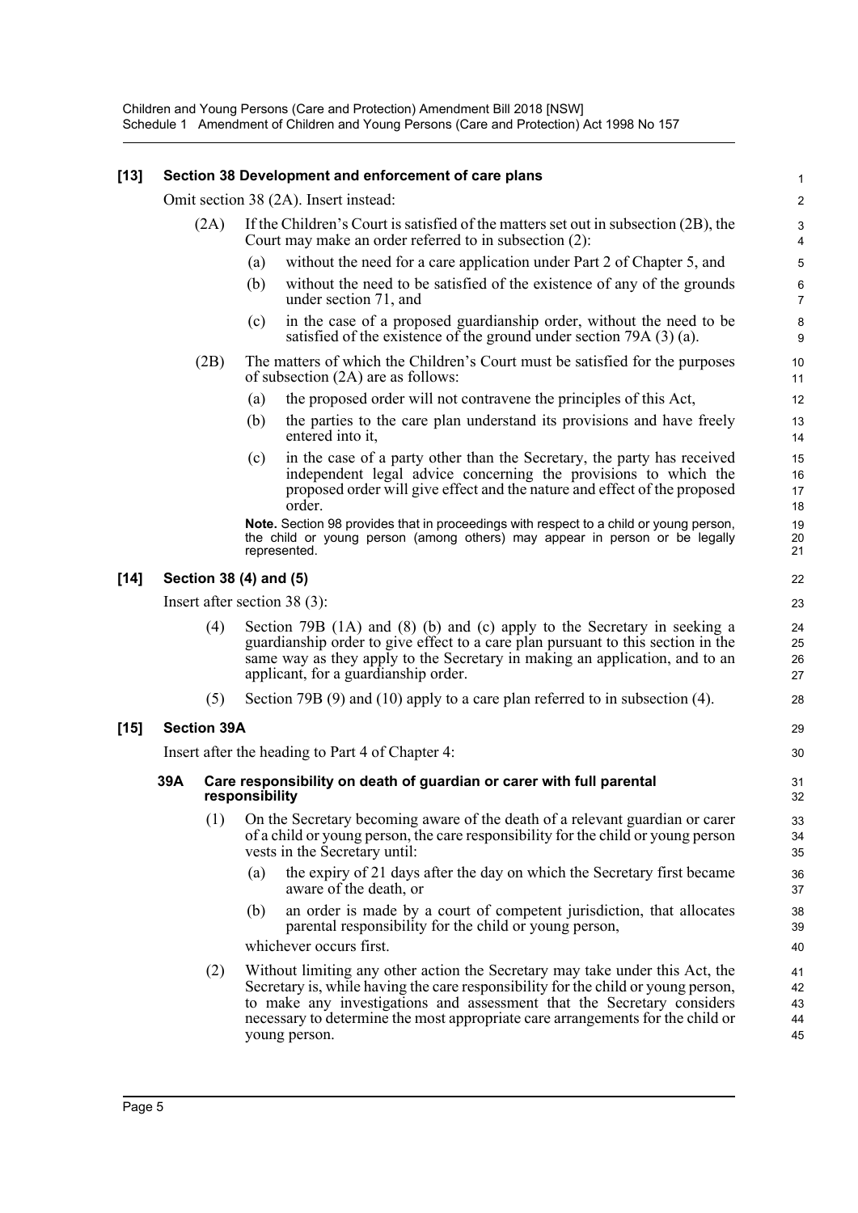### [13] Section 38 Development and enforcement of care plans

Omit section 38 (2A). Insert instead:

(2A) If the Children's Court is satisfied of the matters set out in subsection (2B), the Court may make an order referred to in subsection (2):

(a) without the need for a care application under Part 2 of Chapter 5, and

(b) without the need to be satisfied of the existence of any of the grounds under section 71, and

(c) in the case of a proposed guardianship order, without the need to be satisfied of the existence of the ground under section 79A (3) (a).

(2B) The matters of which the Children's Court must be satisfied for the purposes of subsection (2A) are as follows:

(a) the proposed order will not contravene the principles of this Act,

(b) the parties to the care plan understand its provisions and have freely entered into it,

(c) in the case of a party other than the Secretary, the party has received independent legal advice concerning the provisions to which the proposed order will give effect and the nature and effect of the proposed order.

**Note.** Section 98 provides that in proceedings with respect to a child or young person, the child or young person (among others) may appear in person or be legally represented.

### [14] Section 38 (4) and (5)

Insert after section 38 (3):

(4) Section 79B (1A) and (8) (b) and (c) apply to the Secretary in seeking a guardianship order to give effect to a care plan pursuant to this section in the same way as they apply to the Secretary in making an application, and to an applicant, for a guardianship order.

(5) Section 79B (9) and (10) apply to a care plan referred to in subsection (4).

### [15] Section 39A

Insert after the heading to Part 4 of Chapter 4:

#### 39A Care responsibility on death of guardian or carer with full parental responsibility

(1) On the Secretary becoming aware of the death of a relevant guardian or carer of a child or young person, the care responsibility for the child or young person vests in the Secretary until:

(a) the expiry of 21 days after the day on which the Secretary first became aware of the death, or

(b) an order is made by a court of competent jurisdiction, that allocates parental responsibility for the child or young person,

whichever occurs first.

(2) Without limiting any other action the Secretary may take under this Act, the Secretary is, while having the care responsibility for the child or young person, to make any investigations and assessment that the Secretary considers necessary to determine the most appropriate care arrangements for the child or young person.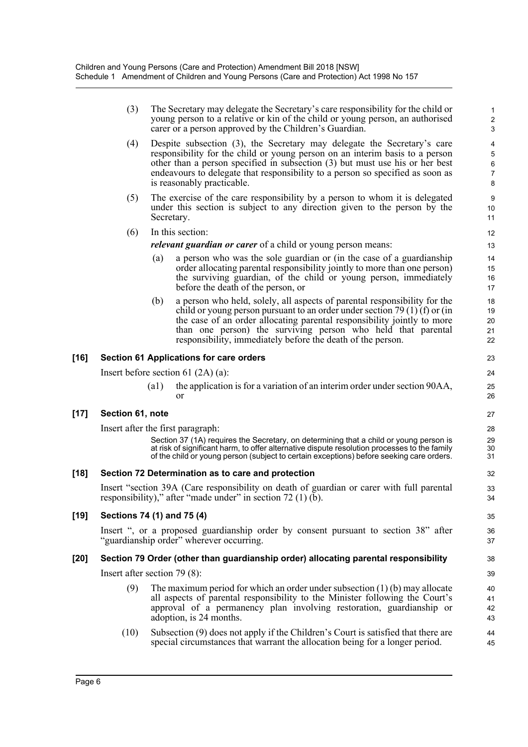(3) The Secretary may delegate the Secretary's care responsibility for the child or young person to a relative or kin of the child or young person, an authorised carer or a person approved by the Children's Guardian.

(4) Despite subsection (3), the Secretary may delegate the Secretary's care responsibility for the child or young person on an interim basis to a person other than a person specified in subsection (3) but must use his or her best endeavours to delegate that responsibility to a person so specified as soon as is reasonably practicable.

(5) The exercise of the care responsibility by a person to whom it is delegated under this section is subject to any direction given to the person by the Secretary.

(6) In this section:

***relevant guardian or carer*** of a child or young person means:

- (a) a person who was the sole guardian or (in the case of a guardianship order allocating parental responsibility jointly to more than one person) the surviving guardian, of the child or young person, immediately before the death of the person, or
- (b) a person who held, solely, all aspects of parental responsibility for the child or young person pursuant to an order under section 79 (1) (f) or (in the case of an order allocating parental responsibility jointly to more than one person) the surviving person who held that parental responsibility, immediately before the death of the person.

**[16] Section 61 Applications for care orders**

Insert before section 61 (2A) (a):

(a1) the application is for a variation of an interim order under section 90AA, or

**[17] Section 61, note**

Insert after the first paragraph:

Section 37 (1A) requires the Secretary, on determining that a child or young person is at risk of significant harm, to offer alternative dispute resolution processes to the family of the child or young person (subject to certain exceptions) before seeking care orders.

**[18] Section 72 Determination as to care and protection**

Insert "section 39A (Care responsibility on death of guardian or carer with full parental responsibility)," after "made under" in section 72 (1) (b).

**[19] Sections 74 (1) and 75 (4)**

Insert ", or a proposed guardianship order by consent pursuant to section 38" after "guardianship order" wherever occurring.

**[20] Section 79 Order (other than guardianship order) allocating parental responsibility**

Insert after section 79 (8):

(9) The maximum period for which an order under subsection (1) (b) may allocate all aspects of parental responsibility to the Minister following the Court's approval of a permanency plan involving restoration, guardianship or adoption, is 24 months.

(10) Subsection (9) does not apply if the Children's Court is satisfied that there are special circumstances that warrant the allocation being for a longer period.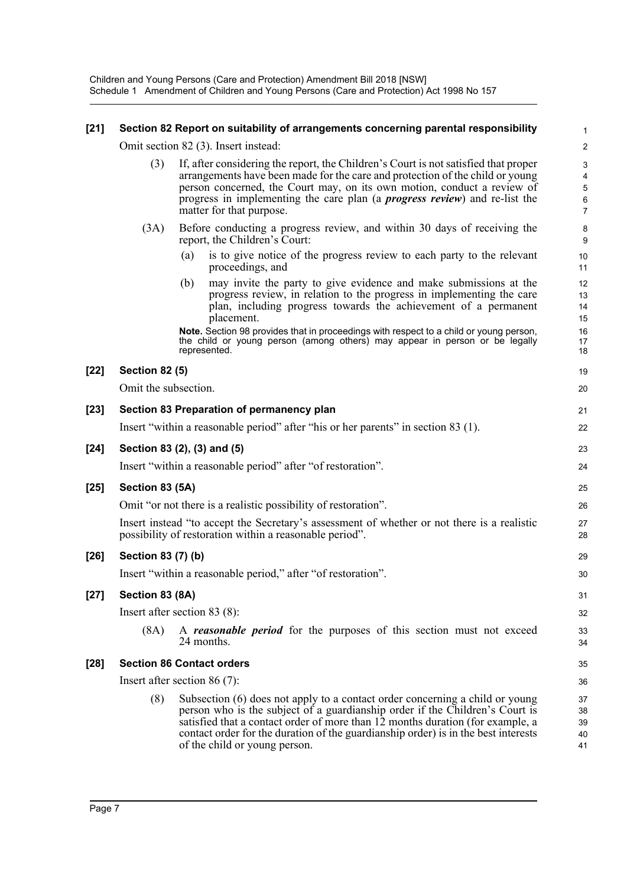**[21] Section 82 Report on suitability of arrangements concerning parental responsibility**

Omit section 82 (3). Insert instead:

(3) If, after considering the report, the Children's Court is not satisfied that proper arrangements have been made for the care and protection of the child or young person concerned, the Court may, on its own motion, conduct a review of progress in implementing the care plan (a ***progress review***) and re-list the matter for that purpose.

(3A) Before conducting a progress review, and within 30 days of receiving the report, the Children's Court:

(a) is to give notice of the progress review to each party to the relevant proceedings, and

(b) may invite the party to give evidence and make submissions at the progress review, in relation to the progress in implementing the care plan, including progress towards the achievement of a permanent placement.

**Note.** Section 98 provides that in proceedings with respect to a child or young person, the child or young person (among others) may appear in person or be legally represented.

**[22] Section 82 (5)**

Omit the subsection.

**[23] Section 83 Preparation of permanency plan**

Insert "within a reasonable period" after "his or her parents" in section 83 (1).

**[24] Section 83 (2), (3) and (5)**

Insert "within a reasonable period" after "of restoration".

**[25] Section 83 (5A)**

Omit "or not there is a realistic possibility of restoration".

Insert instead "to accept the Secretary's assessment of whether or not there is a realistic possibility of restoration within a reasonable period".

**[26] Section 83 (7) (b)**

Insert "within a reasonable period," after "of restoration".

**[27] Section 83 (8A)**

Insert after section 83 (8):

(8A) A ***reasonable period*** for the purposes of this section must not exceed 24 months.

**[28] Section 86 Contact orders**

Insert after section 86 (7):

(8) Subsection (6) does not apply to a contact order concerning a child or young person who is the subject of a guardianship order if the Children's Court is satisfied that a contact order of more than 12 months duration (for example, a contact order for the duration of the guardianship order) is in the best interests of the child or young person.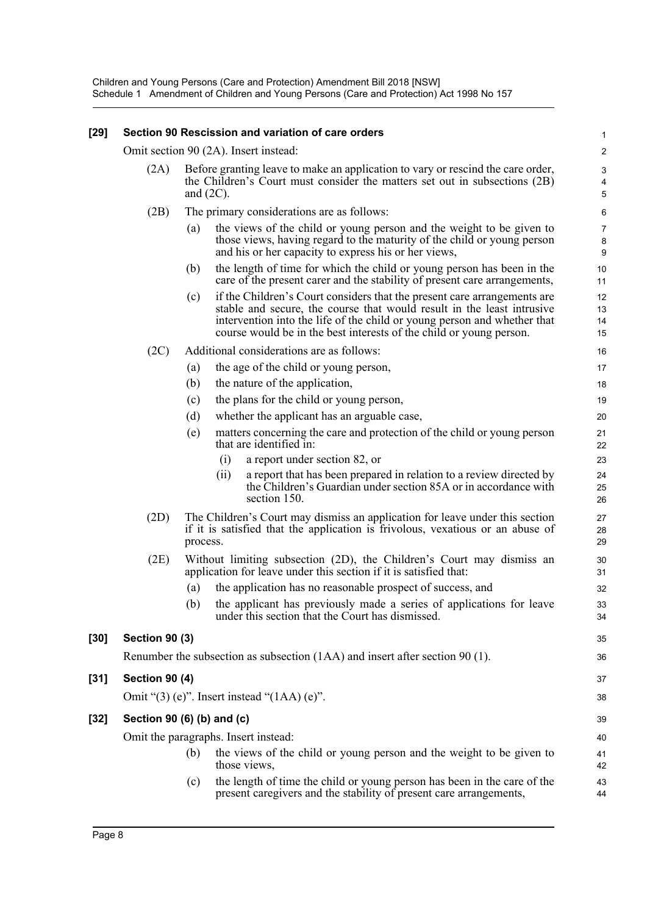**[29] Section 90 Rescission and variation of care orders**

Omit section 90 (2A). Insert instead:

(2A) Before granting leave to make an application to vary or rescind the care order, the Children's Court must consider the matters set out in subsections (2B) and (2C).

(2B) The primary considerations are as follows:

(a) the views of the child or young person and the weight to be given to those views, having regard to the maturity of the child or young person and his or her capacity to express his or her views,

(b) the length of time for which the child or young person has been in the care of the present carer and the stability of present care arrangements,

(c) if the Children's Court considers that the present care arrangements are stable and secure, the course that would result in the least intrusive intervention into the life of the child or young person and whether that course would be in the best interests of the child or young person.

(2C) Additional considerations are as follows:

(a) the age of the child or young person,

(b) the nature of the application,

(c) the plans for the child or young person,

(d) whether the applicant has an arguable case,

(e) matters concerning the care and protection of the child or young person that are identified in:

(i) a report under section 82, or

(ii) a report that has been prepared in relation to a review directed by the Children's Guardian under section 85A or in accordance with section 150.

(2D) The Children's Court may dismiss an application for leave under this section if it is satisfied that the application is frivolous, vexatious or an abuse of process.

(2E) Without limiting subsection (2D), the Children's Court may dismiss an application for leave under this section if it is satisfied that:

(a) the application has no reasonable prospect of success, and

(b) the applicant has previously made a series of applications for leave under this section that the Court has dismissed.

**[30] Section 90 (3)**

Renumber the subsection as subsection (1AA) and insert after section 90 (1).

**[31] Section 90 (4)**

Omit "(3) (e)". Insert instead "(1AA) (e)".

**[32] Section 90 (6) (b) and (c)**

Omit the paragraphs. Insert instead:

(b) the views of the child or young person and the weight to be given to those views,

(c) the length of time the child or young person has been in the care of the present caregivers and the stability of present care arrangements,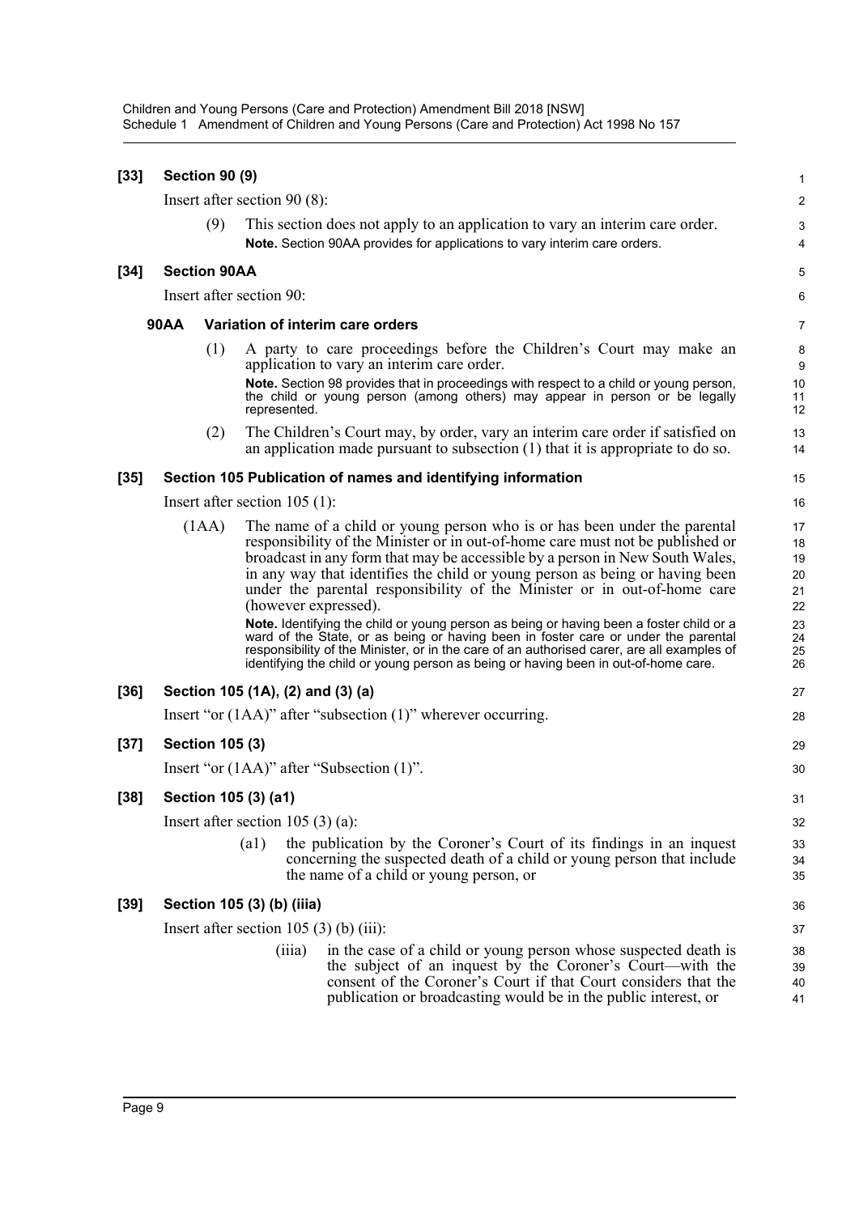**[33] Section 90 (9)**

Insert after section 90 (8):

(9) This section does not apply to an application to vary an interim care order.

**Note.** Section 90AA provides for applications to vary interim care orders.

**[34] Section 90AA**

Insert after section 90:

**90AA Variation of interim care orders**

(1) A party to care proceedings before the Children's Court may make an application to vary an interim care order.

**Note.** Section 98 provides that in proceedings with respect to a child or young person, the child or young person (among others) may appear in person or be legally represented.

(2) The Children's Court may, by order, vary an interim care order if satisfied on an application made pursuant to subsection (1) that it is appropriate to do so.

**[35] Section 105 Publication of names and identifying information**

Insert after section 105 (1):

(1AA) The name of a child or young person who is or has been under the parental responsibility of the Minister or in out-of-home care must not be published or broadcast in any form that may be accessible by a person in New South Wales, in any way that identifies the child or young person as being or having been under the parental responsibility of the Minister or in out-of-home care (however expressed).

**Note.** Identifying the child or young person as being or having been a foster child or a ward of the State, or as being or having been in foster care or under the parental responsibility of the Minister, or in the care of an authorised carer, are all examples of identifying the child or young person as being or having been in out-of-home care.

**[36] Section 105 (1A), (2) and (3) (a)**

Insert "or (1AA)" after "subsection (1)" wherever occurring.

**[37] Section 105 (3)**

Insert "or (1AA)" after "Subsection (1)".

**[38] Section 105 (3) (a1)**

Insert after section 105 (3) (a):

(a1) the publication by the Coroner's Court of its findings in an inquest concerning the suspected death of a child or young person that include the name of a child or young person, or

**[39] Section 105 (3) (b) (iiia)**

Insert after section 105 (3) (b) (iii):

(iiia) in the case of a child or young person whose suspected death is the subject of an inquest by the Coroner's Court—with the consent of the Coroner's Court if that Court considers that the publication or broadcasting would be in the public interest, or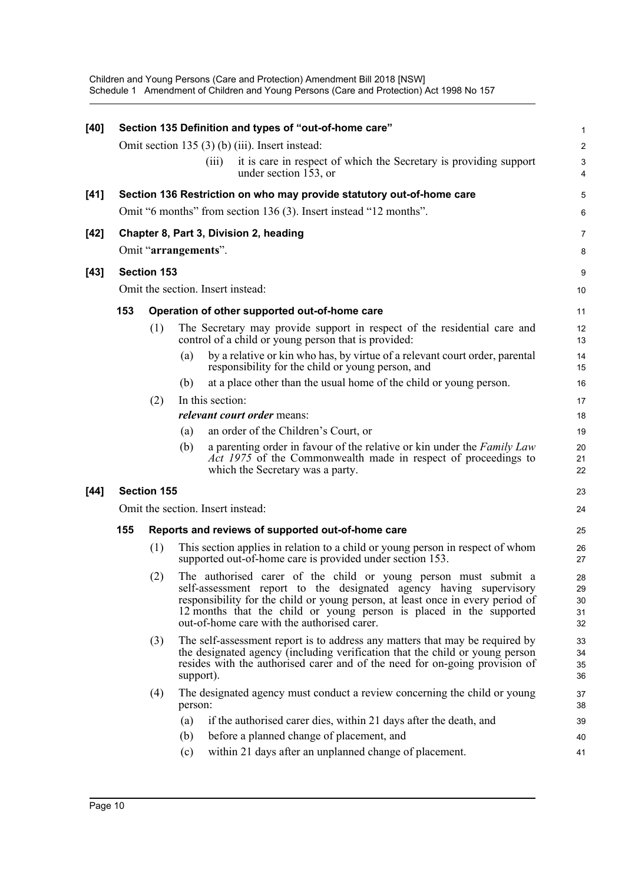**[40] Section 135 Definition and types of "out-of-home care"**

Omit section 135 (3) (b) (iii). Insert instead:

(iii) it is care in respect of which the Secretary is providing support under section 153, or

**[41] Section 136 Restriction on who may provide statutory out-of-home care**

Omit "6 months" from section 136 (3). Insert instead "12 months".

**[42] Chapter 8, Part 3, Division 2, heading**

Omit "**arrangements**".

**[43] Section 153**

Omit the section. Insert instead:

**153 Operation of other supported out-of-home care**

(1) The Secretary may provide support in respect of the residential care and control of a child or young person that is provided:

(a) by a relative or kin who has, by virtue of a relevant court order, parental responsibility for the child or young person, and

(b) at a place other than the usual home of the child or young person.

(2) In this section:

***relevant court order*** means:

(a) an order of the Children's Court, or

(b) a parenting order in favour of the relative or kin under the *Family Law Act 1975* of the Commonwealth made in respect of proceedings to which the Secretary was a party.

**[44] Section 155**

Omit the section. Insert instead:

**155 Reports and reviews of supported out-of-home care**

(1) This section applies in relation to a child or young person in respect of whom supported out-of-home care is provided under section 153.

(2) The authorised carer of the child or young person must submit a self-assessment report to the designated agency having supervisory responsibility for the child or young person, at least once in every period of 12 months that the child or young person is placed in the supported out-of-home care with the authorised carer.

(3) The self-assessment report is to address any matters that may be required by the designated agency (including verification that the child or young person resides with the authorised carer and of the need for on-going provision of support).

(4) The designated agency must conduct a review concerning the child or young person:

(a) if the authorised carer dies, within 21 days after the death, and

(b) before a planned change of placement, and

(c) within 21 days after an unplanned change of placement.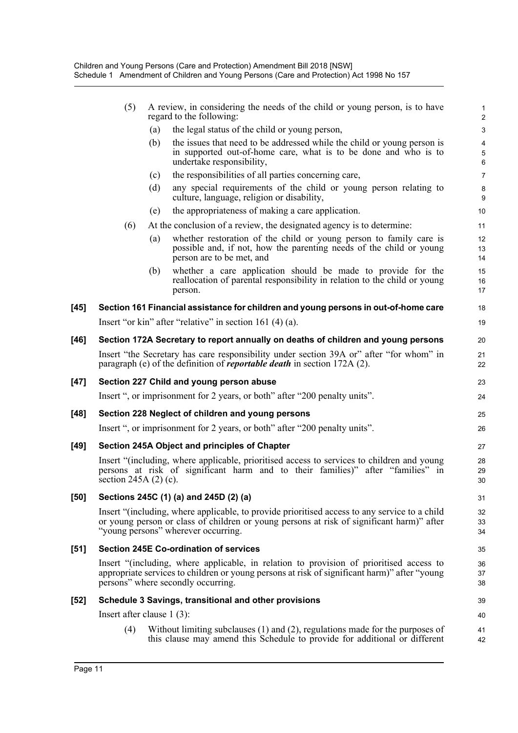(5) A review, in considering the needs of the child or young person, is to have regard to the following:

(a) the legal status of the child or young person,

(b) the issues that need to be addressed while the child or young person is in supported out-of-home care, what is to be done and who is to undertake responsibility,

(c) the responsibilities of all parties concerning care,

(d) any special requirements of the child or young person relating to culture, language, religion or disability,

(e) the appropriateness of making a care application.

(6) At the conclusion of a review, the designated agency is to determine:

(a) whether restoration of the child or young person to family care is possible and, if not, how the parenting needs of the child or young person are to be met, and

(b) whether a care application should be made to provide for the reallocation of parental responsibility in relation to the child or young person.

### [45] Section 161 Financial assistance for children and young persons in out-of-home care

Insert "or kin" after "relative" in section 161 (4) (a).

### [46] Section 172A Secretary to report annually on deaths of children and young persons

Insert "the Secretary has care responsibility under section 39A or" after "for whom" in paragraph (e) of the definition of ***reportable death*** in section 172A (2).

### [47] Section 227 Child and young person abuse

Insert ", or imprisonment for 2 years, or both" after "200 penalty units".

### [48] Section 228 Neglect of children and young persons

Insert ", or imprisonment for 2 years, or both" after "200 penalty units".

### [49] Section 245A Object and principles of Chapter

Insert "(including, where applicable, prioritised access to services to children and young persons at risk of significant harm and to their families)" after "families" in section 245A (2) (c).

### [50] Sections 245C (1) (a) and 245D (2) (a)

Insert "(including, where applicable, to provide prioritised access to any service to a child or young person or class of children or young persons at risk of significant harm)" after "young persons" wherever occurring.

### [51] Section 245E Co-ordination of services

Insert "(including, where applicable, in relation to provision of prioritised access to appropriate services to children or young persons at risk of significant harm)" after "young persons" where secondly occurring.

### [52] Schedule 3 Savings, transitional and other provisions

Insert after clause 1 (3):

(4) Without limiting subclauses (1) and (2), regulations made for the purposes of this clause may amend this Schedule to provide for additional or different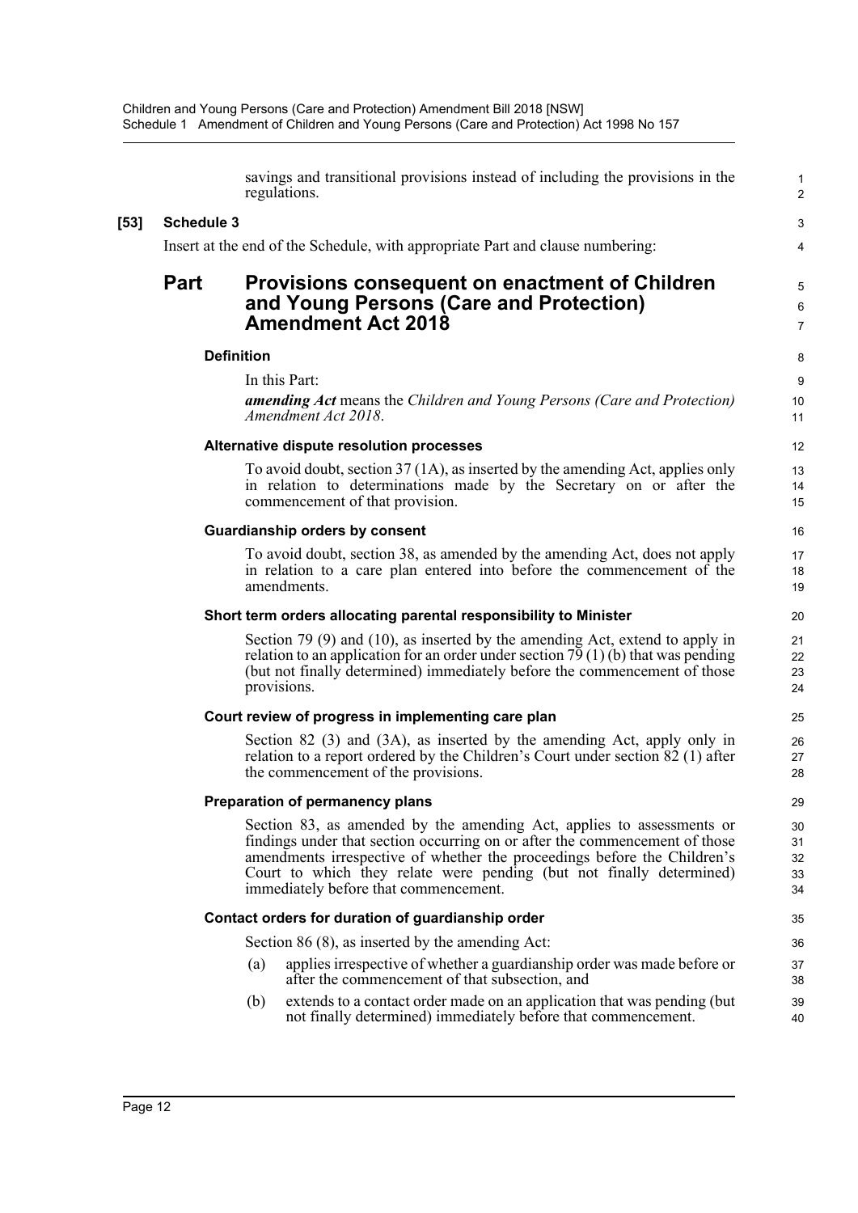savings and transitional provisions instead of including the provisions in the regulations.

**[53] Schedule 3**

Insert at the end of the Schedule, with appropriate Part and clause numbering:

# Part Provisions consequent on enactment of Children and Young Persons (Care and Protection) Amendment Act 2018

### Definition

In this Part:

***amending Act*** means the *Children and Young Persons (Care and Protection) Amendment Act 2018*.

### Alternative dispute resolution processes

To avoid doubt, section 37 (1A), as inserted by the amending Act, applies only in relation to determinations made by the Secretary on or after the commencement of that provision.

### Guardianship orders by consent

To avoid doubt, section 38, as amended by the amending Act, does not apply in relation to a care plan entered into before the commencement of the amendments.

### Short term orders allocating parental responsibility to Minister

Section 79 (9) and (10), as inserted by the amending Act, extend to apply in relation to an application for an order under section 79 (1) (b) that was pending (but not finally determined) immediately before the commencement of those provisions.

### Court review of progress in implementing care plan

Section 82 (3) and (3A), as inserted by the amending Act, apply only in relation to a report ordered by the Children's Court under section 82 (1) after the commencement of the provisions.

### Preparation of permanency plans

Section 83, as amended by the amending Act, applies to assessments or findings under that section occurring on or after the commencement of those amendments irrespective of whether the proceedings before the Children's Court to which they relate were pending (but not finally determined) immediately before that commencement.

### Contact orders for duration of guardianship order

Section 86 (8), as inserted by the amending Act:

(a) applies irrespective of whether a guardianship order was made before or after the commencement of that subsection, and

(b) extends to a contact order made on an application that was pending (but not finally determined) immediately before that commencement.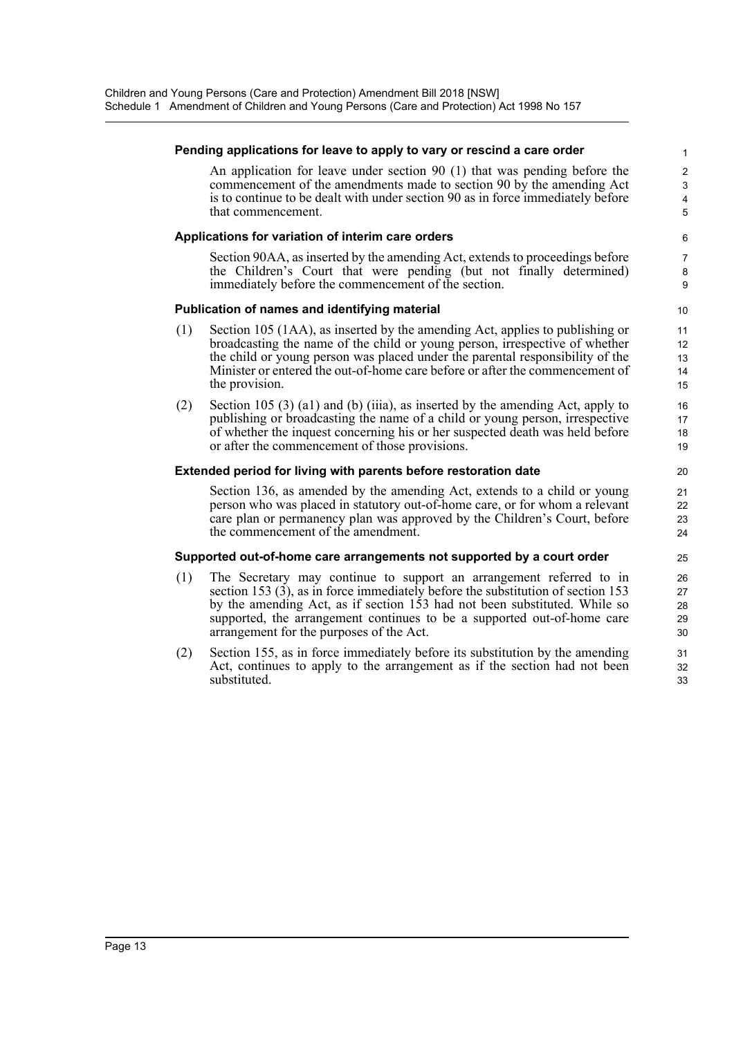#### Pending applications for leave to apply to vary or rescind a care order

An application for leave under section 90 (1) that was pending before the commencement of the amendments made to section 90 by the amending Act is to continue to be dealt with under section 90 as in force immediately before that commencement.

#### Applications for variation of interim care orders

Section 90AA, as inserted by the amending Act, extends to proceedings before the Children's Court that were pending (but not finally determined) immediately before the commencement of the section.

#### Publication of names and identifying material

(1) Section 105 (1AA), as inserted by the amending Act, applies to publishing or broadcasting the name of the child or young person, irrespective of whether the child or young person was placed under the parental responsibility of the Minister or entered the out-of-home care before or after the commencement of the provision.

(2) Section 105 (3) (a1) and (b) (iiia), as inserted by the amending Act, apply to publishing or broadcasting the name of a child or young person, irrespective of whether the inquest concerning his or her suspected death was held before or after the commencement of those provisions.

#### Extended period for living with parents before restoration date

Section 136, as amended by the amending Act, extends to a child or young person who was placed in statutory out-of-home care, or for whom a relevant care plan or permanency plan was approved by the Children's Court, before the commencement of the amendment.

#### Supported out-of-home care arrangements not supported by a court order

(1) The Secretary may continue to support an arrangement referred to in section 153 (3), as in force immediately before the substitution of section 153 by the amending Act, as if section 153 had not been substituted. While so supported, the arrangement continues to be a supported out-of-home care arrangement for the purposes of the Act.

(2) Section 155, as in force immediately before its substitution by the amending Act, continues to apply to the arrangement as if the section had not been substituted.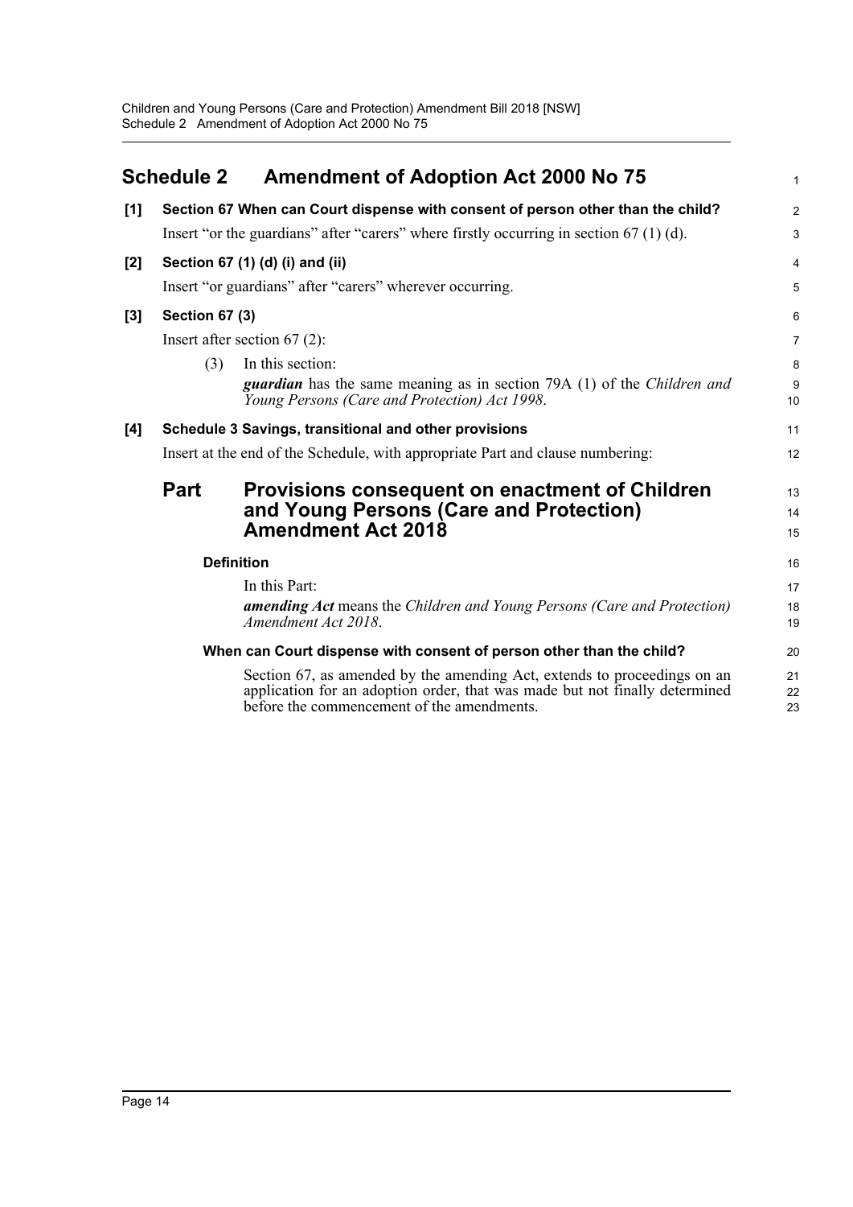## Schedule 2 Amendment of Adoption Act 2000 No 75

**[1] Section 67 When can Court dispense with consent of person other than the child?**

Insert "or the guardians" after "carers" where firstly occurring in section 67 (1) (d).

**[2] Section 67 (1) (d) (i) and (ii)**

Insert "or guardians" after "carers" wherever occurring.

**[3] Section 67 (3)**

Insert after section 67 (2):

(3) In this section:

***guardian*** has the same meaning as in section 79A (1) of the *Children and Young Persons (Care and Protection) Act 1998*.

**[4] Schedule 3 Savings, transitional and other provisions**

Insert at the end of the Schedule, with appropriate Part and clause numbering:

### Part Provisions consequent on enactment of Children and Young Persons (Care and Protection) Amendment Act 2018

**Definition**

In this Part:

***amending Act*** means the *Children and Young Persons (Care and Protection) Amendment Act 2018*.

**When can Court dispense with consent of person other than the child?**

Section 67, as amended by the amending Act, extends to proceedings on an application for an adoption order, that was made but not finally determined before the commencement of the amendments.